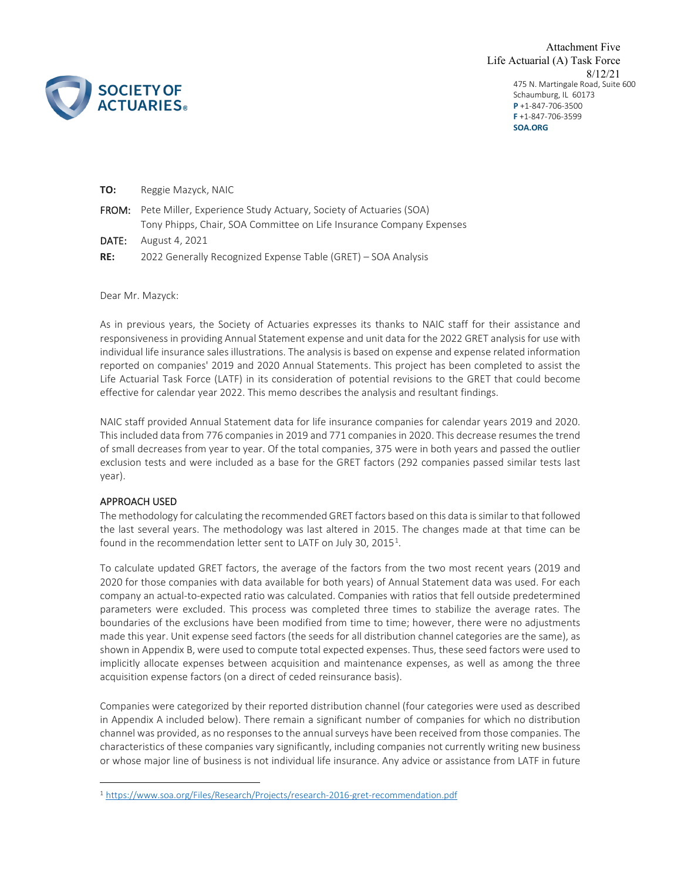Attachment Five
Life Actuarial (A) Task Force
8/12/21

**SOCIETY OF ACTUARIES®**

475 N. Martingale Road, Suite 600
Schaumburg, IL 60173
**P** +1-847-706-3500
**F** +1-847-706-3599
**SOA.ORG**

**TO:** Reggie Mazyck, NAIC

**FROM:** Pete Miller, Experience Study Actuary, Society of Actuaries (SOA)
Tony Phipps, Chair, SOA Committee on Life Insurance Company Expenses

**DATE:** August 4, 2021

**RE:** 2022 Generally Recognized Expense Table (GRET) – SOA Analysis

Dear Mr. Mazyck:

As in previous years, the Society of Actuaries expresses its thanks to NAIC staff for their assistance and responsiveness in providing Annual Statement expense and unit data for the 2022 GRET analysis for use with individual life insurance sales illustrations. The analysis is based on expense and expense related information reported on companies' 2019 and 2020 Annual Statements. This project has been completed to assist the Life Actuarial Task Force (LATF) in its consideration of potential revisions to the GRET that could become effective for calendar year 2022. This memo describes the analysis and resultant findings.

NAIC staff provided Annual Statement data for life insurance companies for calendar years 2019 and 2020. This included data from 776 companies in 2019 and 771 companies in 2020. This decrease resumes the trend of small decreases from year to year. Of the total companies, 375 were in both years and passed the outlier exclusion tests and were included as a base for the GRET factors (292 companies passed similar tests last year).

## APPROACH USED

The methodology for calculating the recommended GRET factors based on this data is similar to that followed the last several years. The methodology was last altered in 2015. The changes made at that time can be found in the recommendation letter sent to LATF on July 30, 2015[1].

To calculate updated GRET factors, the average of the factors from the two most recent years (2019 and 2020 for those companies with data available for both years) of Annual Statement data was used. For each company an actual-to-expected ratio was calculated. Companies with ratios that fell outside predetermined parameters were excluded. This process was completed three times to stabilize the average rates. The boundaries of the exclusions have been modified from time to time; however, there were no adjustments made this year. Unit expense seed factors (the seeds for all distribution channel categories are the same), as shown in Appendix B, were used to compute total expected expenses. Thus, these seed factors were used to implicitly allocate expenses between acquisition and maintenance expenses, as well as among the three acquisition expense factors (on a direct of ceded reinsurance basis).

Companies were categorized by their reported distribution channel (four categories were used as described in Appendix A included below). There remain a significant number of companies for which no distribution channel was provided, as no responses to the annual surveys have been received from those companies. The characteristics of these companies vary significantly, including companies not currently writing new business or whose major line of business is not individual life insurance. Any advice or assistance from LATF in future

[1] https://www.soa.org/Files/Research/Projects/research-2016-gret-recommendation.pdf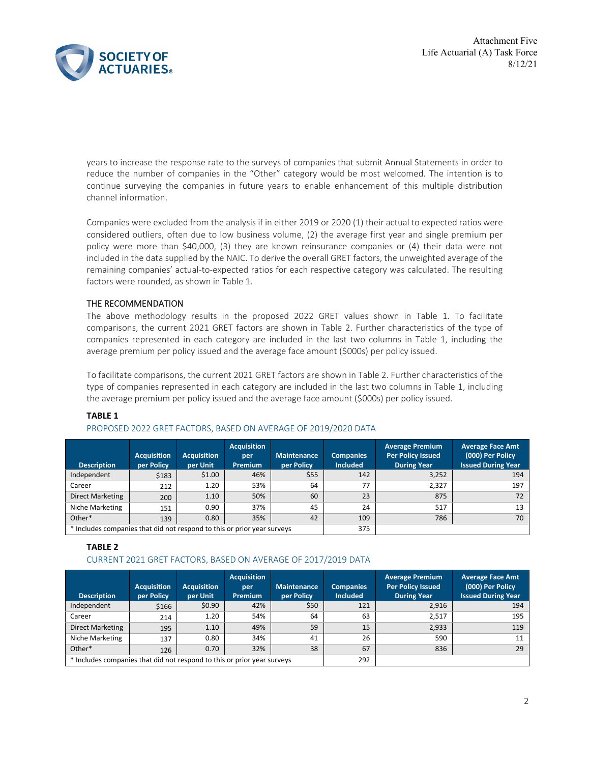years to increase the response rate to the surveys of companies that submit Annual Statements in order to reduce the number of companies in the "Other" category would be most welcomed. The intention is to continue surveying the companies in future years to enable enhancement of this multiple distribution channel information.

Companies were excluded from the analysis if in either 2019 or 2020 (1) their actual to expected ratios were considered outliers, often due to low business volume, (2) the average first year and single premium per policy were more than $40,000, (3) they are known reinsurance companies or (4) their data were not included in the data supplied by the NAIC. To derive the overall GRET factors, the unweighted average of the remaining companies' actual-to-expected ratios for each respective category was calculated. The resulting factors were rounded, as shown in Table 1.

### THE RECOMMENDATION

The above methodology results in the proposed 2022 GRET values shown in Table 1. To facilitate comparisons, the current 2021 GRET factors are shown in Table 2. Further characteristics of the type of companies represented in each category are included in the last two columns in Table 1, including the average premium per policy issued and the average face amount ($000s) per policy issued.

To facilitate comparisons, the current 2021 GRET factors are shown in Table 2. Further characteristics of the type of companies represented in each category are included in the last two columns in Table 1, including the average premium per policy issued and the average face amount ($000s) per policy issued.

**TABLE 1**

PROPOSED 2022 GRET FACTORS, BASED ON AVERAGE OF 2019/2020 DATA

| Description | Acquisition per Policy | Acquisition per Unit | Acquisition per Premium | Maintenance per Policy | Companies Included | Average Premium Per Policy Issued During Year | Average Face Amt (000) Per Policy Issued During Year |
|---|---|---|---|---|---|---|---|
| Independent | $183 | $1.00 | 46% | $55 | 142 | 3,252 | 194 |
| Career | 212 | 1.20 | 53% | 64 | 77 | 2,327 | 197 |
| Direct Marketing | 200 | 1.10 | 50% | 60 | 23 | 875 | 72 |
| Niche Marketing | 151 | 0.90 | 37% | 45 | 24 | 517 | 13 |
| Other* | 139 | 0.80 | 35% | 42 | 109 | 786 | 70 |
| * Includes companies that did not respond to this or prior year surveys | | | | | 375 | | |

**TABLE 2**

CURRENT 2021 GRET FACTORS, BASED ON AVERAGE OF 2017/2019 DATA

| Description | Acquisition per Policy | Acquisition per Unit | Acquisition per Premium | Maintenance per Policy | Companies Included | Average Premium Per Policy Issued During Year | Average Face Amt (000) Per Policy Issued During Year |
|---|---|---|---|---|---|---|---|
| Independent | $166 | $0.90 | 42% | $50 | 121 | 2,916 | 194 |
| Career | 214 | 1.20 | 54% | 64 | 63 | 2,517 | 195 |
| Direct Marketing | 195 | 1.10 | 49% | 59 | 15 | 2,933 | 119 |
| Niche Marketing | 137 | 0.80 | 34% | 41 | 26 | 590 | 11 |
| Other* | 126 | 0.70 | 32% | 38 | 67 | 836 | 29 |
| * Includes companies that did not respond to this or prior year surveys | | | | | 292 | | |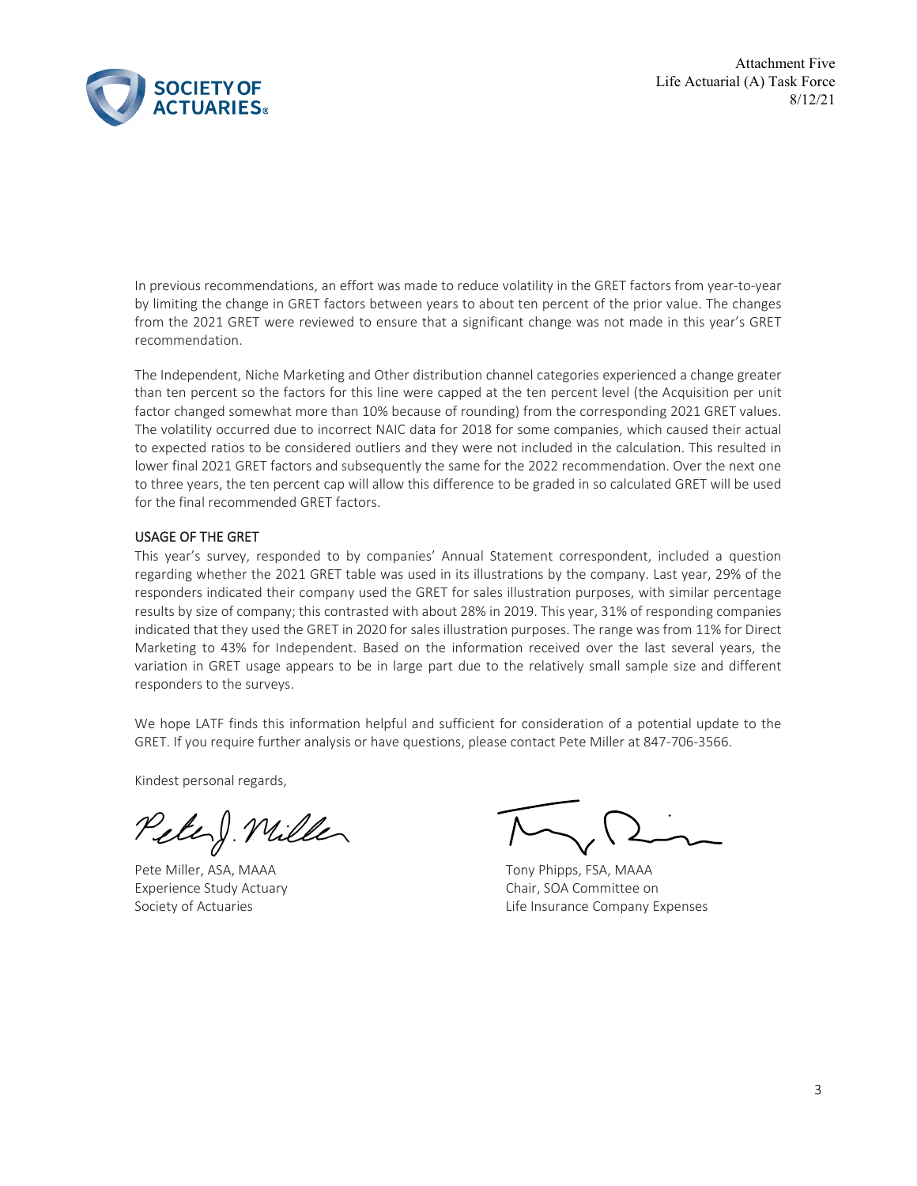In previous recommendations, an effort was made to reduce volatility in the GRET factors from year-to-year by limiting the change in GRET factors between years to about ten percent of the prior value. The changes from the 2021 GRET were reviewed to ensure that a significant change was not made in this year's GRET recommendation.

The Independent, Niche Marketing and Other distribution channel categories experienced a change greater than ten percent so the factors for this line were capped at the ten percent level (the Acquisition per unit factor changed somewhat more than 10% because of rounding) from the corresponding 2021 GRET values. The volatility occurred due to incorrect NAIC data for 2018 for some companies, which caused their actual to expected ratios to be considered outliers and they were not included in the calculation. This resulted in lower final 2021 GRET factors and subsequently the same for the 2022 recommendation. Over the next one to three years, the ten percent cap will allow this difference to be graded in so calculated GRET will be used for the final recommended GRET factors.

## USAGE OF THE GRET

This year's survey, responded to by companies' Annual Statement correspondent, included a question regarding whether the 2021 GRET table was used in its illustrations by the company. Last year, 29% of the responders indicated their company used the GRET for sales illustration purposes, with similar percentage results by size of company; this contrasted with about 28% in 2019. This year, 31% of responding companies indicated that they used the GRET in 2020 for sales illustration purposes. The range was from 11% for Direct Marketing to 43% for Independent. Based on the information received over the last several years, the variation in GRET usage appears to be in large part due to the relatively small sample size and different responders to the surveys.

We hope LATF finds this information helpful and sufficient for consideration of a potential update to the GRET. If you require further analysis or have questions, please contact Pete Miller at 847-706-3566.

Kindest personal regards,

Pete Miller, ASA, MAAA
Experience Study Actuary
Society of Actuaries

Tony Phipps, FSA, MAAA
Chair, SOA Committee on
Life Insurance Company Expenses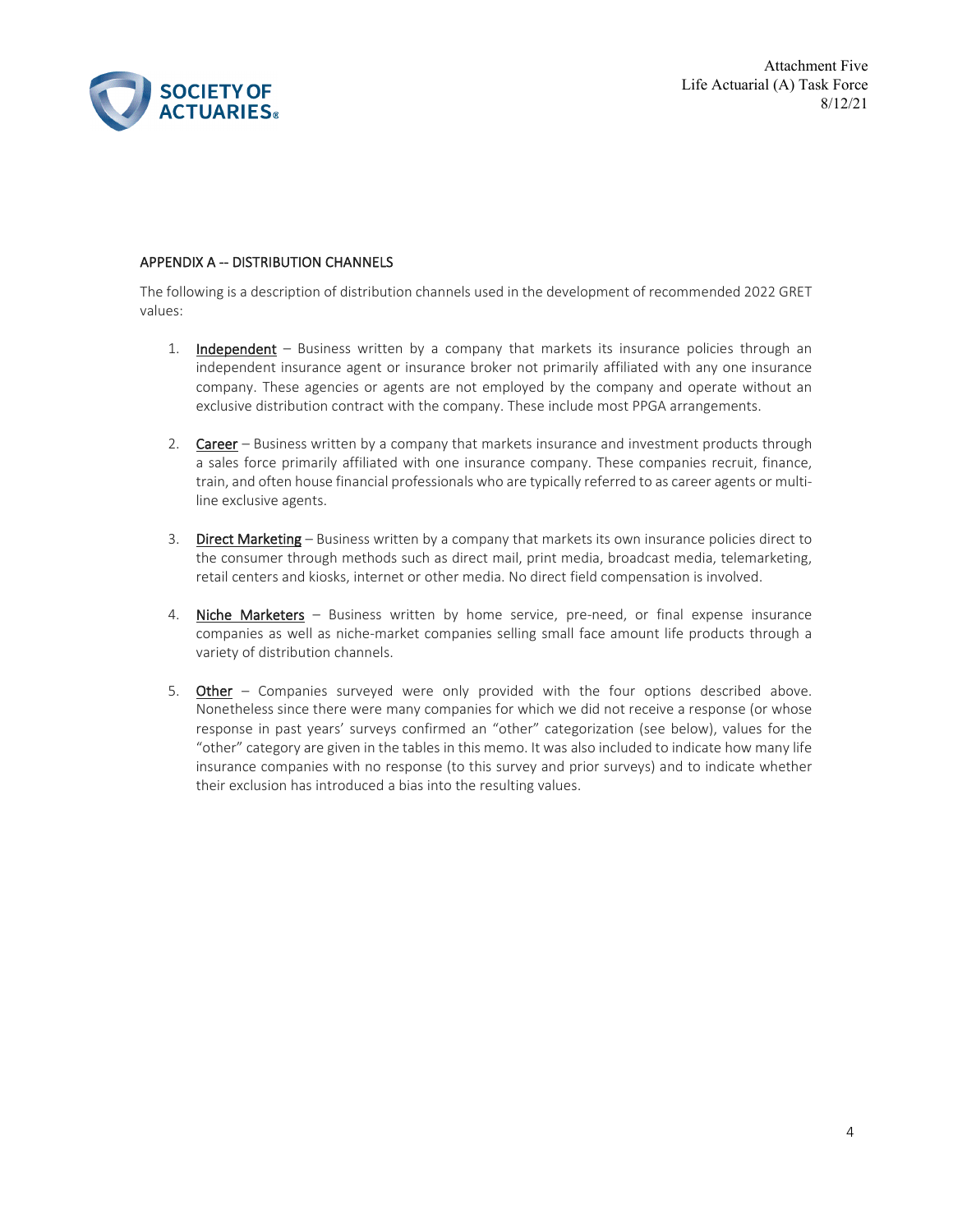## APPENDIX A -- DISTRIBUTION CHANNELS

The following is a description of distribution channels used in the development of recommended 2022 GRET values:

1. <u>Independent</u> – Business written by a company that markets its insurance policies through an independent insurance agent or insurance broker not primarily affiliated with any one insurance company. These agencies or agents are not employed by the company and operate without an exclusive distribution contract with the company. These include most PPGA arrangements.

2. <u>Career</u> – Business written by a company that markets insurance and investment products through a sales force primarily affiliated with one insurance company. These companies recruit, finance, train, and often house financial professionals who are typically referred to as career agents or multi-line exclusive agents.

3. <u>Direct Marketing</u> – Business written by a company that markets its own insurance policies direct to the consumer through methods such as direct mail, print media, broadcast media, telemarketing, retail centers and kiosks, internet or other media. No direct field compensation is involved.

4. <u>Niche Marketers</u> – Business written by home service, pre-need, or final expense insurance companies as well as niche-market companies selling small face amount life products through a variety of distribution channels.

5. <u>Other</u> – Companies surveyed were only provided with the four options described above. Nonetheless since there were many companies for which we did not receive a response (or whose response in past years' surveys confirmed an "other" categorization (see below), values for the "other" category are given in the tables in this memo. It was also included to indicate how many life insurance companies with no response (to this survey and prior surveys) and to indicate whether their exclusion has introduced a bias into the resulting values.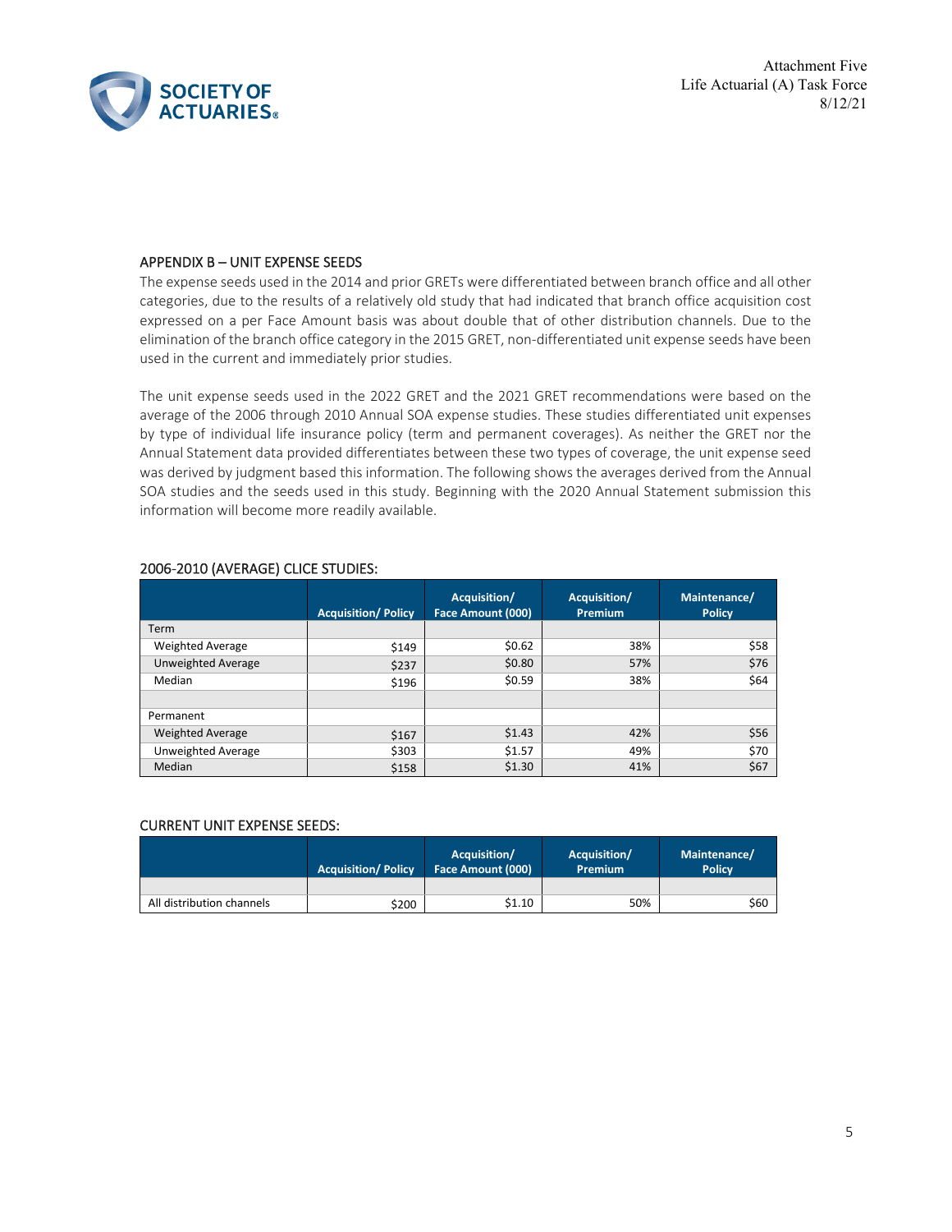Attachment Five
Life Actuarial (A) Task Force
8/12/21

## APPENDIX B – UNIT EXPENSE SEEDS

The expense seeds used in the 2014 and prior GRETs were differentiated between branch office and all other categories, due to the results of a relatively old study that had indicated that branch office acquisition cost expressed on a per Face Amount basis was about double that of other distribution channels. Due to the elimination of the branch office category in the 2015 GRET, non-differentiated unit expense seeds have been used in the current and immediately prior studies.

The unit expense seeds used in the 2022 GRET and the 2021 GRET recommendations were based on the average of the 2006 through 2010 Annual SOA expense studies. These studies differentiated unit expenses by type of individual life insurance policy (term and permanent coverages). As neither the GRET nor the Annual Statement data provided differentiates between these two types of coverage, the unit expense seed was derived by judgment based this information. The following shows the averages derived from the Annual SOA studies and the seeds used in this study. Beginning with the 2020 Annual Statement submission this information will become more readily available.

### 2006-2010 (AVERAGE) CLICE STUDIES:

| | Acquisition/ Policy | Acquisition/ Face Amount (000) | Acquisition/ Premium | Maintenance/ Policy |
|---|---|---|---|---|
| Term | | | | |
| Weighted Average | $149 | $0.62 | 38% | $58 |
| Unweighted Average | $237 | $0.80 | 57% | $76 |
| Median | $196 | $0.59 | 38% | $64 |
| | | | | |
| Permanent | | | | |
| Weighted Average | $167 | $1.43 | 42% | $56 |
| Unweighted Average | $303 | $1.57 | 49% | $70 |
| Median | $158 | $1.30 | 41% | $67 |

### CURRENT UNIT EXPENSE SEEDS:

| | Acquisition/ Policy | Acquisition/ Face Amount (000) | Acquisition/ Premium | Maintenance/ Policy |
|---|---|---|---|---|
| | | | | |
| All distribution channels | $200 | $1.10 | 50% | $60 |